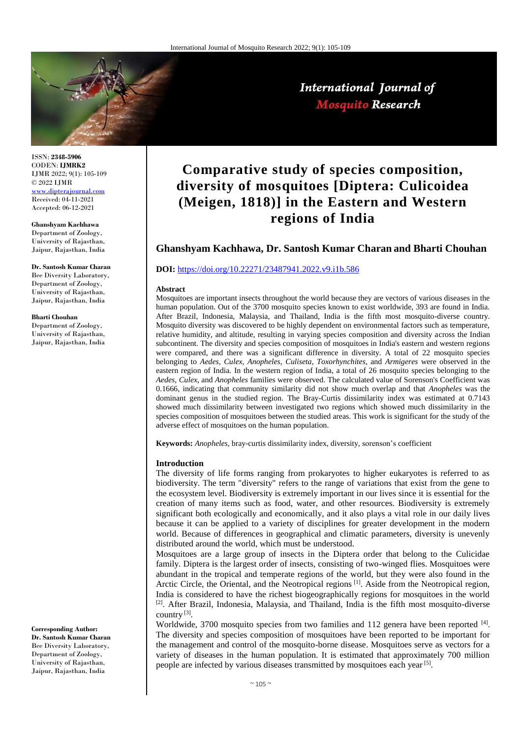# Comparative study of species composition, diversity of mosquitoes [Diptera: Culicoidea (Meigen, 1818)] in the Eastern and Western regions of India

**Ghanshyam Kachhawa, Dr. Santosh Kumar Charan and Bharti Chouhan**

ISSN: **2348-5906**
CODEN: **IJMRK2**
IJMR 2022; 9(1): 105-109
© 2022 IJMR
www.dipterajournal.com
Received: 04-11-2021
Accepted: 06-12-2021

**Ghanshyam Kachhawa**
Department of Zoology, University of Rajasthan, Jaipur, Rajasthan, India

**Dr. Santosh Kumar Charan**
Bee Diversity Laboratory, Department of Zoology, University of Rajasthan, Jaipur, Rajasthan, India

**Bharti Chouhan**
Department of Zoology, University of Rajasthan, Jaipur, Rajasthan, India

**Corresponding Author:**
**Dr. Santosh Kumar Charan**
Bee Diversity Laboratory, Department of Zoology, University of Rajasthan, Jaipur, Rajasthan, India

**DOI:** https://doi.org/10.22271/23487941.2022.v9.i1b.586

### Abstract

Mosquitoes are important insects throughout the world because they are vectors of various diseases in the human population. Out of the 3700 mosquito species known to exist worldwide, 393 are found in India. After Brazil, Indonesia, Malaysia, and Thailand, India is the fifth most mosquito-diverse country. Mosquito diversity was discovered to be highly dependent on environmental factors such as temperature, relative humidity, and altitude, resulting in varying species composition and diversity across the Indian subcontinent. The diversity and species composition of mosquitoes in India's eastern and western regions were compared, and there was a significant difference in diversity. A total of 22 mosquito species belonging to *Aedes*, *Culex*, *Anopheles*, *Culiseta*, *Toxorhynchites*, and *Armigeres* were observed in the eastern region of India. In the western region of India, a total of 26 mosquito species belonging to the *Aedes*, *Culex*, and *Anopheles* families were observed. The calculated value of Sorenson's Coefficient was 0.1666, indicating that community similarity did not show much overlap and that *Anopheles* was the dominant genus in the studied region. The Bray-Curtis dissimilarity index was estimated at 0.7143 showed much dissimilarity between investigated two regions which showed much dissimilarity in the species composition of mosquitoes between the studied areas. This work is significant for the study of the adverse effect of mosquitoes on the human population.

**Keywords:** *Anopheles*, bray-curtis dissimilarity index, diversity, sorenson's coefficient

### Introduction

The diversity of life forms ranging from prokaryotes to higher eukaryotes is referred to as biodiversity. The term "diversity" refers to the range of variations that exist from the gene to the ecosystem level. Biodiversity is extremely important in our lives since it is essential for the creation of many items such as food, water, and other resources. Biodiversity is extremely significant both ecologically and economically, and it also plays a vital role in our daily lives because it can be applied to a variety of disciplines for greater development in the modern world. Because of differences in geographical and climatic parameters, diversity is unevenly distributed around the world, which must be understood.

Mosquitoes are a large group of insects in the Diptera order that belong to the Culicidae family. Diptera is the largest order of insects, consisting of two-winged flies. Mosquitoes were abundant in the tropical and temperate regions of the world, but they were also found in the Arctic Circle, the Oriental, and the Neotropical regions [1]. Aside from the Neotropical region, India is considered to have the richest biogeographically regions for mosquitoes in the world [2]. After Brazil, Indonesia, Malaysia, and Thailand, India is the fifth most mosquito-diverse country [3].

Worldwide, 3700 mosquito species from two families and 112 genera have been reported [4]. The diversity and species composition of mosquitoes have been reported to be important for the management and control of the mosquito-borne disease. Mosquitoes serve as vectors for a variety of diseases in the human population. It is estimated that approximately 700 million people are infected by various diseases transmitted by mosquitoes each year [5].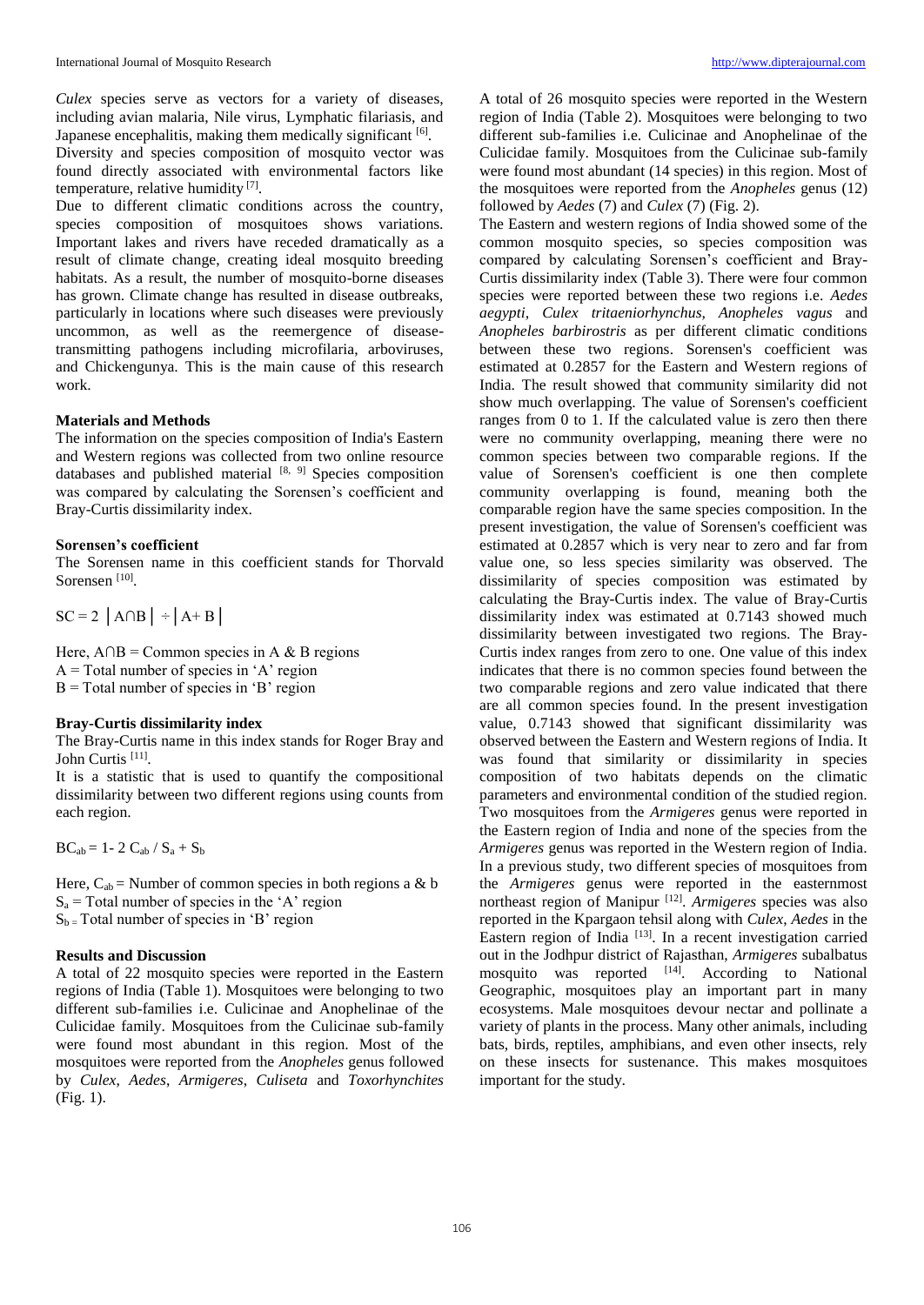*Culex* species serve as vectors for a variety of diseases, including avian malaria, Nile virus, Lymphatic filariasis, and Japanese encephalitis, making them medically significant [6].

Diversity and species composition of mosquito vector was found directly associated with environmental factors like temperature, relative humidity [7].

Due to different climatic conditions across the country, species composition of mosquitoes shows variations. Important lakes and rivers have receded dramatically as a result of climate change, creating ideal mosquito breeding habitats. As a result, the number of mosquito-borne diseases has grown. Climate change has resulted in disease outbreaks, particularly in locations where such diseases were previously uncommon, as well as the reemergence of disease-transmitting pathogens including microfilaria, arboviruses, and Chickengunya. This is the main cause of this research work.

## Materials and Methods

The information on the species composition of India's Eastern and Western regions was collected from two online resource databases and published material [8, 9] Species composition was compared by calculating the Sorensen's coefficient and Bray-Curtis dissimilarity index.

### Sorensen's coefficient

The Sorensen name in this coefficient stands for Thorvald Sorensen [10].

$$SC = 2 \left| A \cap B \right| \div \left| A + B \right|$$

Here, $A \cap B$ = Common species in A & B regions

$A$ = Total number of species in 'A' region

$B$ = Total number of species in 'B' region

### Bray-Curtis dissimilarity index

The Bray-Curtis name in this index stands for Roger Bray and John Curtis [11].

It is a statistic that is used to quantify the compositional dissimilarity between two different regions using counts from each region.

$$BC_{ab} = 1 - 2\, C_{ab} / S_a + S_b$$

Here, $C_{ab}$ = Number of common species in both regions a & b

$S_a$ = Total number of species in the 'A' region

$S_b$ = Total number of species in 'B' region

## Results and Discussion

A total of 22 mosquito species were reported in the Eastern regions of India (Table 1). Mosquitoes were belonging to two different sub-families i.e. Culicinae and Anophelinae of the Culicidae family. Mosquitoes from the Culicinae sub-family were found most abundant in this region. Most of the mosquitoes were reported from the *Anopheles* genus followed by *Culex*, *Aedes*, *Armigeres*, *Culiseta* and *Toxorhynchites* (Fig. 1).

A total of 26 mosquito species were reported in the Western region of India (Table 2). Mosquitoes were belonging to two different sub-families i.e. Culicinae and Anophelinae of the Culicidae family. Mosquitoes from the Culicinae sub-family were found most abundant (14 species) in this region. Most of the mosquitoes were reported from the *Anopheles* genus (12) followed by *Aedes* (7) and *Culex* (7) (Fig. 2).

The Eastern and western regions of India showed some of the common mosquito species, so species composition was compared by calculating Sorensen's coefficient and Bray-Curtis dissimilarity index (Table 3). There were four common species were reported between these two regions i.e. *Aedes aegypti*, *Culex tritaeniorhynchus*, *Anopheles vagus* and *Anopheles barbirostris* as per different climatic conditions between these two regions. Sorensen's coefficient was estimated at 0.2857 for the Eastern and Western regions of India. The result showed that community similarity did not show much overlapping. The value of Sorensen's coefficient ranges from 0 to 1. If the calculated value is zero then there were no community overlapping, meaning there were no common species between two comparable regions. If the value of Sorensen's coefficient is one then complete community overlapping is found, meaning both the comparable region have the same species composition. In the present investigation, the value of Sorensen's coefficient was estimated at 0.2857 which is very near to zero and far from value one, so less species similarity was observed. The dissimilarity of species composition was estimated by calculating the Bray-Curtis index. The value of Bray-Curtis dissimilarity index was estimated at 0.7143 showed much dissimilarity between investigated two regions. The Bray-Curtis index ranges from zero to one. One value of this index indicates that there is no common species found between the two comparable regions and zero value indicated that there are all common species found. In the present investigation value, 0.7143 showed that significant dissimilarity was observed between the Eastern and Western regions of India. It was found that similarity or dissimilarity in species composition of two habitats depends on the climatic parameters and environmental condition of the studied region. Two mosquitoes from the *Armigeres* genus were reported in the Eastern region of India and none of the species from the *Armigeres* genus was reported in the Western region of India. In a previous study, two different species of mosquitoes from the *Armigeres* genus were reported in the easternmost northeast region of Manipur [12]. *Armigeres* species was also reported in the Kpargaon tehsil along with *Culex*, *Aedes* in the Eastern region of India [13]. In a recent investigation carried out in the Jodhpur district of Rajasthan, *Armigeres* subalbatus mosquito was reported [14]. According to National Geographic, mosquitoes play an important part in many ecosystems. Male mosquitoes devour nectar and pollinate a variety of plants in the process. Many other animals, including bats, birds, reptiles, amphibians, and even other insects, rely on these insects for sustenance. This makes mosquitoes important for the study.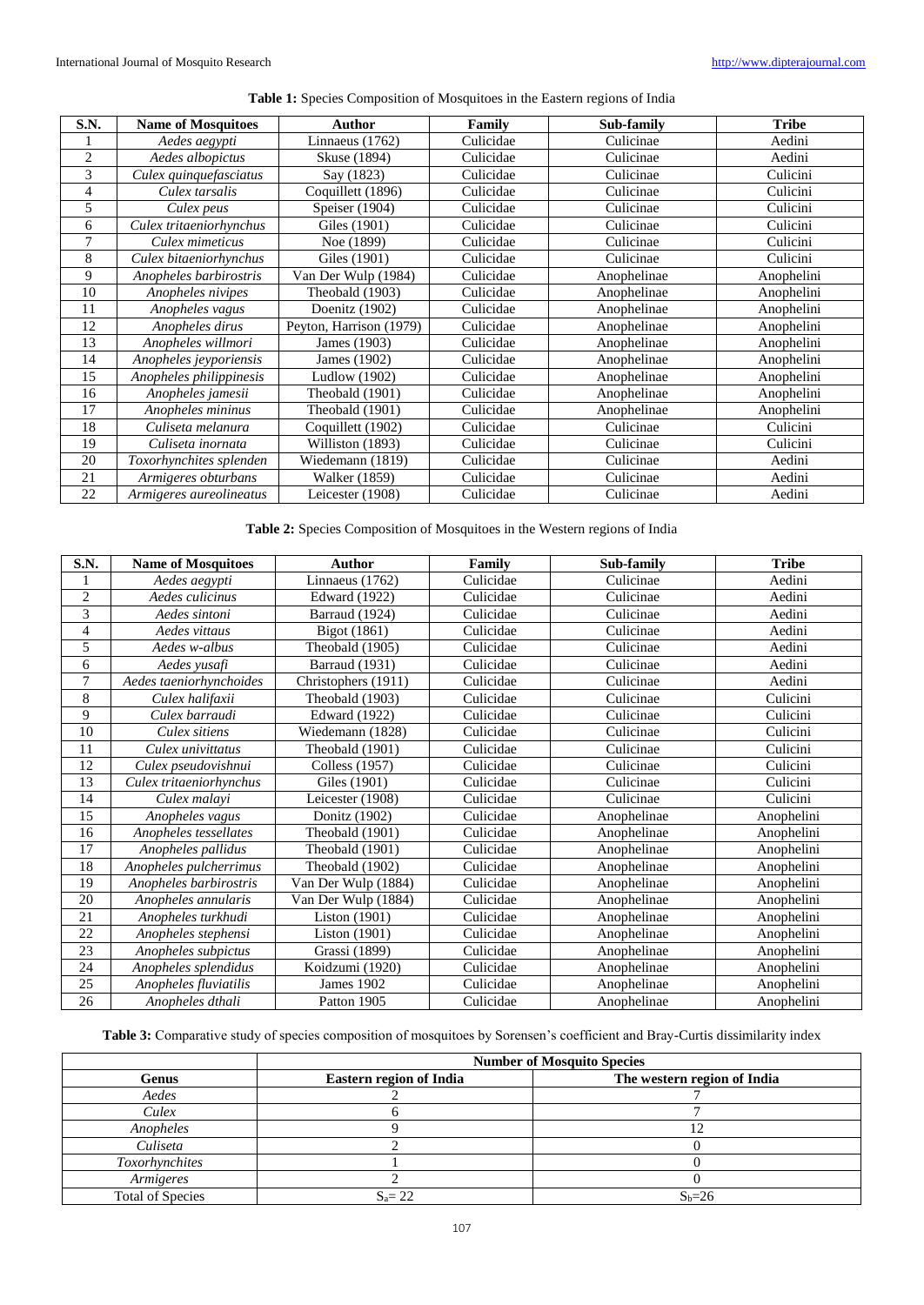**Table 1:** Species Composition of Mosquitoes in the Eastern regions of India

| S.N. | Name of Mosquitoes | Author | Family | Sub-family | Tribe |
|---|---|---|---|---|---|
| 1 | *Aedes aegypti* | Linnaeus (1762) | Culicidae | Culicinae | Aedini |
| 2 | *Aedes albopictus* | Skuse (1894) | Culicidae | Culicinae | Aedini |
| 3 | *Culex quinquefasciatus* | Say (1823) | Culicidae | Culicinae | Culicini |
| 4 | *Culex tarsalis* | Coquillett (1896) | Culicidae | Culicinae | Culicini |
| 5 | *Culex peus* | Speiser (1904) | Culicidae | Culicinae | Culicini |
| 6 | *Culex tritaeniorhynchus* | Giles (1901) | Culicidae | Culicinae | Culicini |
| 7 | *Culex mimeticus* | Noe (1899) | Culicidae | Culicinae | Culicini |
| 8 | *Culex bitaeniorhynchus* | Giles (1901) | Culicidae | Culicinae | Culicini |
| 9 | *Anopheles barbirostris* | Van Der Wulp (1984) | Culicidae | Anophelinae | Anophelini |
| 10 | *Anopheles nivipes* | Theobald (1903) | Culicidae | Anophelinae | Anophelini |
| 11 | *Anopheles vagus* | Doenitz (1902) | Culicidae | Anophelinae | Anophelini |
| 12 | *Anopheles dirus* | Peyton, Harrison (1979) | Culicidae | Anophelinae | Anophelini |
| 13 | *Anopheles willmori* | James (1903) | Culicidae | Anophelinae | Anophelini |
| 14 | *Anopheles jeyporiensis* | James (1902) | Culicidae | Anophelinae | Anophelini |
| 15 | *Anopheles philippinesis* | Ludlow (1902) | Culicidae | Anophelinae | Anophelini |
| 16 | *Anopheles jamesii* | Theobald (1901) | Culicidae | Anophelinae | Anophelini |
| 17 | *Anopheles mininus* | Theobald (1901) | Culicidae | Anophelinae | Anophelini |
| 18 | *Culiseta melanura* | Coquillett (1902) | Culicidae | Culicinae | Culicini |
| 19 | *Culiseta inornata* | Williston (1893) | Culicidae | Culicinae | Culicini |
| 20 | *Toxorhynchites splenden* | Wiedemann (1819) | Culicidae | Culicinae | Aedini |
| 21 | *Armigeres obturbans* | Walker (1859) | Culicidae | Culicinae | Aedini |
| 22 | *Armigeres aureolineatus* | Leicester (1908) | Culicidae | Culicinae | Aedini |

**Table 2:** Species Composition of Mosquitoes in the Western regions of India

| S.N. | Name of Mosquitoes | Author | Family | Sub-family | Tribe |
|---|---|---|---|---|---|
| 1 | *Aedes aegypti* | Linnaeus (1762) | Culicidae | Culicinae | Aedini |
| 2 | *Aedes culicinus* | Edward (1922) | Culicidae | Culicinae | Aedini |
| 3 | *Aedes sintoni* | Barraud (1924) | Culicidae | Culicinae | Aedini |
| 4 | *Aedes vittaus* | Bigot (1861) | Culicidae | Culicinae | Aedini |
| 5 | *Aedes w-albus* | Theobald (1905) | Culicidae | Culicinae | Aedini |
| 6 | *Aedes yusafi* | Barraud (1931) | Culicidae | Culicinae | Aedini |
| 7 | *Aedes taeniorhynchoides* | Christophers (1911) | Culicidae | Culicinae | Aedini |
| 8 | *Culex halifaxii* | Theobald (1903) | Culicidae | Culicinae | Culicini |
| 9 | *Culex barraudi* | Edward (1922) | Culicidae | Culicinae | Culicini |
| 10 | *Culex sitiens* | Wiedemann (1828) | Culicidae | Culicinae | Culicini |
| 11 | *Culex univittatus* | Theobald (1901) | Culicidae | Culicinae | Culicini |
| 12 | *Culex pseudovishnui* | Colless (1957) | Culicidae | Culicinae | Culicini |
| 13 | *Culex tritaeniorhynchus* | Giles (1901) | Culicidae | Culicinae | Culicini |
| 14 | *Culex malayi* | Leicester (1908) | Culicidae | Culicinae | Culicini |
| 15 | *Anopheles vagus* | Donitz (1902) | Culicidae | Anophelinae | Anophelini |
| 16 | *Anopheles tessellates* | Theobald (1901) | Culicidae | Anophelinae | Anophelini |
| 17 | *Anopheles pallidus* | Theobald (1901) | Culicidae | Anophelinae | Anophelini |
| 18 | *Anopheles pulcherrimus* | Theobald (1902) | Culicidae | Anophelinae | Anophelini |
| 19 | *Anopheles barbirostris* | Van Der Wulp (1884) | Culicidae | Anophelinae | Anophelini |
| 20 | *Anopheles annularis* | Van Der Wulp (1884) | Culicidae | Anophelinae | Anophelini |
| 21 | *Anopheles turkhudi* | Liston (1901) | Culicidae | Anophelinae | Anophelini |
| 22 | *Anopheles stephensi* | Liston (1901) | Culicidae | Anophelinae | Anophelini |
| 23 | *Anopheles subpictus* | Grassi (1899) | Culicidae | Anophelinae | Anophelini |
| 24 | *Anopheles splendidus* | Koidzumi (1920) | Culicidae | Anophelinae | Anophelini |
| 25 | *Anopheles fluviatilis* | James 1902 | Culicidae | Anophelinae | Anophelini |
| 26 | *Anopheles dthali* | Patton 1905 | Culicidae | Anophelinae | Anophelini |

**Table 3:** Comparative study of species composition of mosquitoes by Sorensen's coefficient and Bray-Curtis dissimilarity index

| | Number of Mosquito Species | |
|---|---|---|
| **Genus** | **Eastern region of India** | **The western region of India** |
| *Aedes* | 2 | 7 |
| *Culex* | 6 | 7 |
| *Anopheles* | 9 | 12 |
| *Culiseta* | 2 | 0 |
| *Toxorhynchites* | 1 | 0 |
| *Armigeres* | 2 | 0 |
| Total of Species | $S_a$= 22 | $S_b$=26 |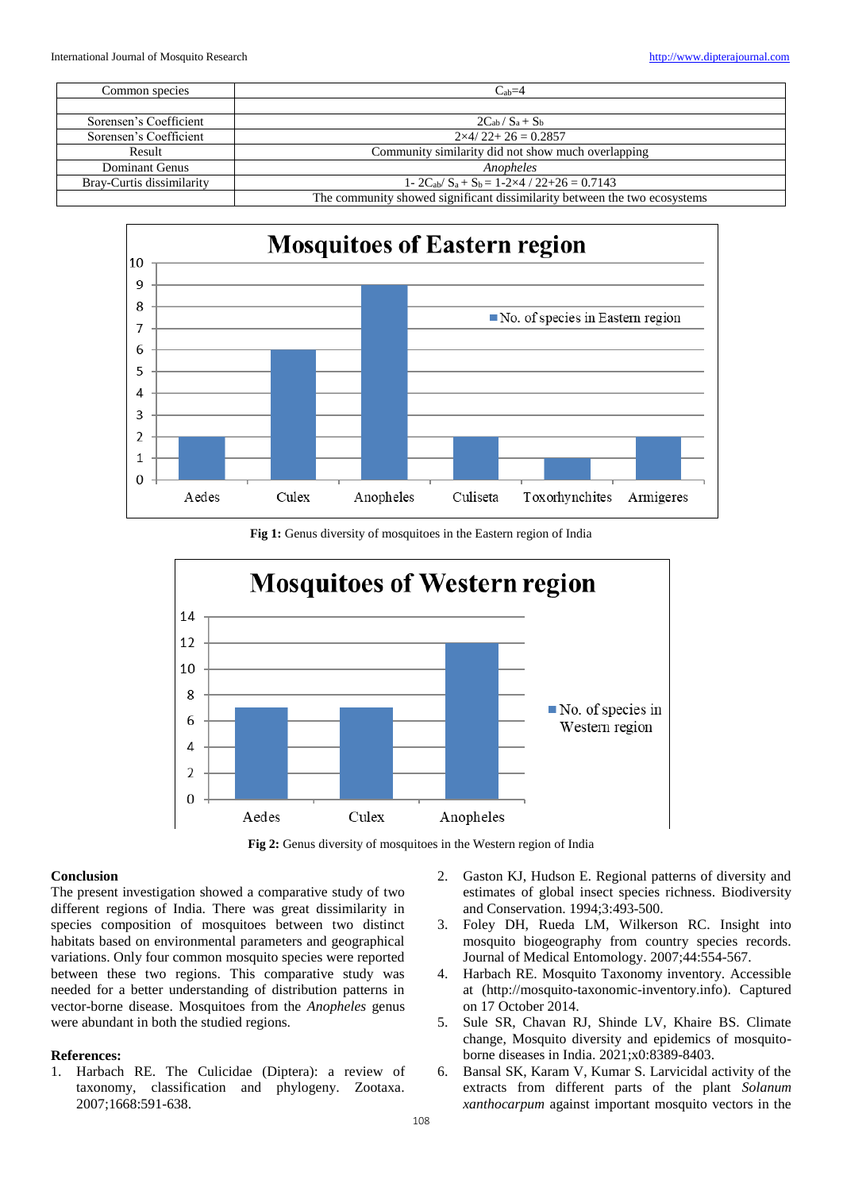| Common species | $C_{ab}$=4 |
|---|---|
| | |
| Sorensen's Coefficient | $2C_{ab} / S_a + S_b$ |
| Sorensen's Coefficient | 2×4/ 22+ 26 = 0.2857 |
| Result | Community similarity did not show much overlapping |
| Dominant Genus | *Anopheles* |
| Bray-Curtis dissimilarity | 1- $2C_{ab}$/ $S_a + S_b$ = 1-2×4 / 22+26 = 0.7143 |
| | The community showed significant dissimilarity between the two ecosystems |

**Fig 1:** Genus diversity of mosquitoes in the Eastern region of India

**Fig 2:** Genus diversity of mosquitoes in the Western region of India

## Conclusion

The present investigation showed a comparative study of two different regions of India. There was great dissimilarity in species composition of mosquitoes between two distinct habitats based on environmental parameters and geographical variations. Only four common mosquito species were reported between these two regions. This comparative study was needed for a better understanding of distribution patterns in vector-borne disease. Mosquitoes from the *Anopheles* genus were abundant in both the studied regions.

## References:

1. Harbach RE. The Culicidae (Diptera): a review of taxonomy, classification and phylogeny. Zootaxa. 2007;1668:591-638.
2. Gaston KJ, Hudson E. Regional patterns of diversity and estimates of global insect species richness. Biodiversity and Conservation. 1994;3:493-500.
3. Foley DH, Rueda LM, Wilkerson RC. Insight into mosquito biogeography from country species records. Journal of Medical Entomology. 2007;44:554-567.
4. Harbach RE. Mosquito Taxonomy inventory. Accessible at (http://mosquito-taxonomic-inventory.info). Captured on 17 October 2014.
5. Sule SR, Chavan RJ, Shinde LV, Khaire BS. Climate change, Mosquito diversity and epidemics of mosquito-borne diseases in India. 2021;x0:8389-8403.
6. Bansal SK, Karam V, Kumar S. Larvicidal activity of the extracts from different parts of the plant *Solanum xanthocarpum* against important mosquito vectors in the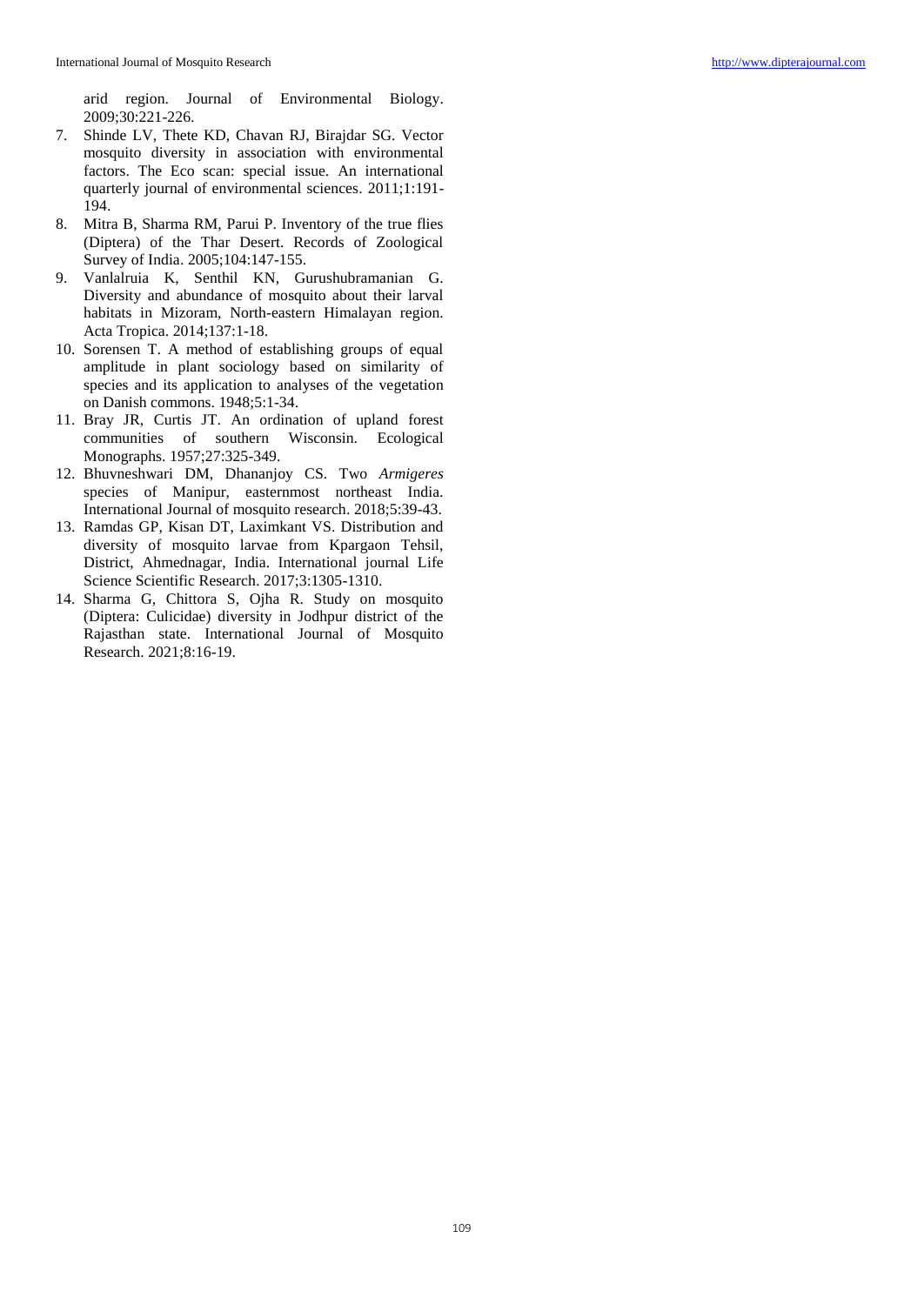arid region. Journal of Environmental Biology. 2009;30:221-226.

7. Shinde LV, Thete KD, Chavan RJ, Birajdar SG. Vector mosquito diversity in association with environmental factors. The Eco scan: special issue. An international quarterly journal of environmental sciences. 2011;1:191-194.
8. Mitra B, Sharma RM, Parui P. Inventory of the true flies (Diptera) of the Thar Desert. Records of Zoological Survey of India. 2005;104:147-155.
9. Vanlalruia K, Senthil KN, Gurushubramanian G. Diversity and abundance of mosquito about their larval habitats in Mizoram, North-eastern Himalayan region. Acta Tropica. 2014;137:1-18.
10. Sorensen T. A method of establishing groups of equal amplitude in plant sociology based on similarity of species and its application to analyses of the vegetation on Danish commons. 1948;5:1-34.
11. Bray JR, Curtis JT. An ordination of upland forest communities of southern Wisconsin. Ecological Monographs. 1957;27:325-349.
12. Bhuvneshwari DM, Dhananjoy CS. Two *Armigeres* species of Manipur, easternmost northeast India. International Journal of mosquito research. 2018;5:39-43.
13. Ramdas GP, Kisan DT, Laximkant VS. Distribution and diversity of mosquito larvae from Kpargaon Tehsil, District, Ahmednagar, India. International journal Life Science Scientific Research. 2017;3:1305-1310.
14. Sharma G, Chittora S, Ojha R. Study on mosquito (Diptera: Culicidae) diversity in Jodhpur district of the Rajasthan state. International Journal of Mosquito Research. 2021;8:16-19.